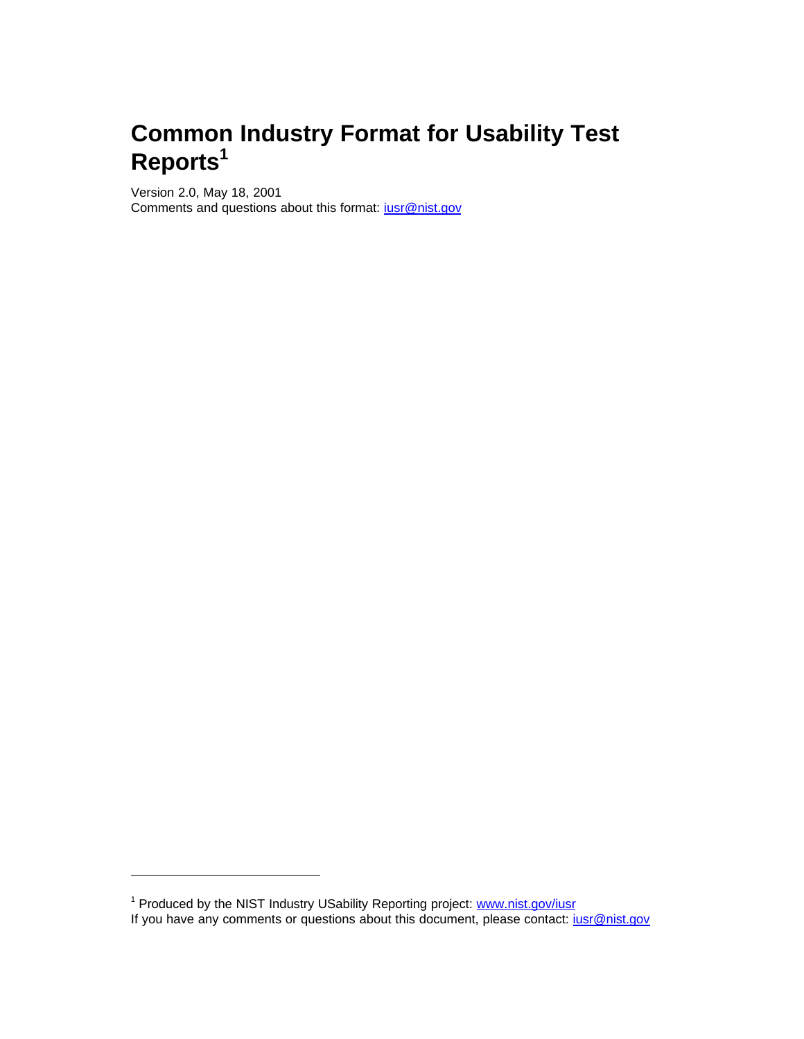# Common Industry Format for Usability Test Reports[1]

Version 2.0, May 18, 2001
Comments and questions about this format: iusr@nist.gov

---

[1] Produced by the NIST Industry USability Reporting project: www.nist.gov/iusr
If you have any comments or questions about this document, please contact: iusr@nist.gov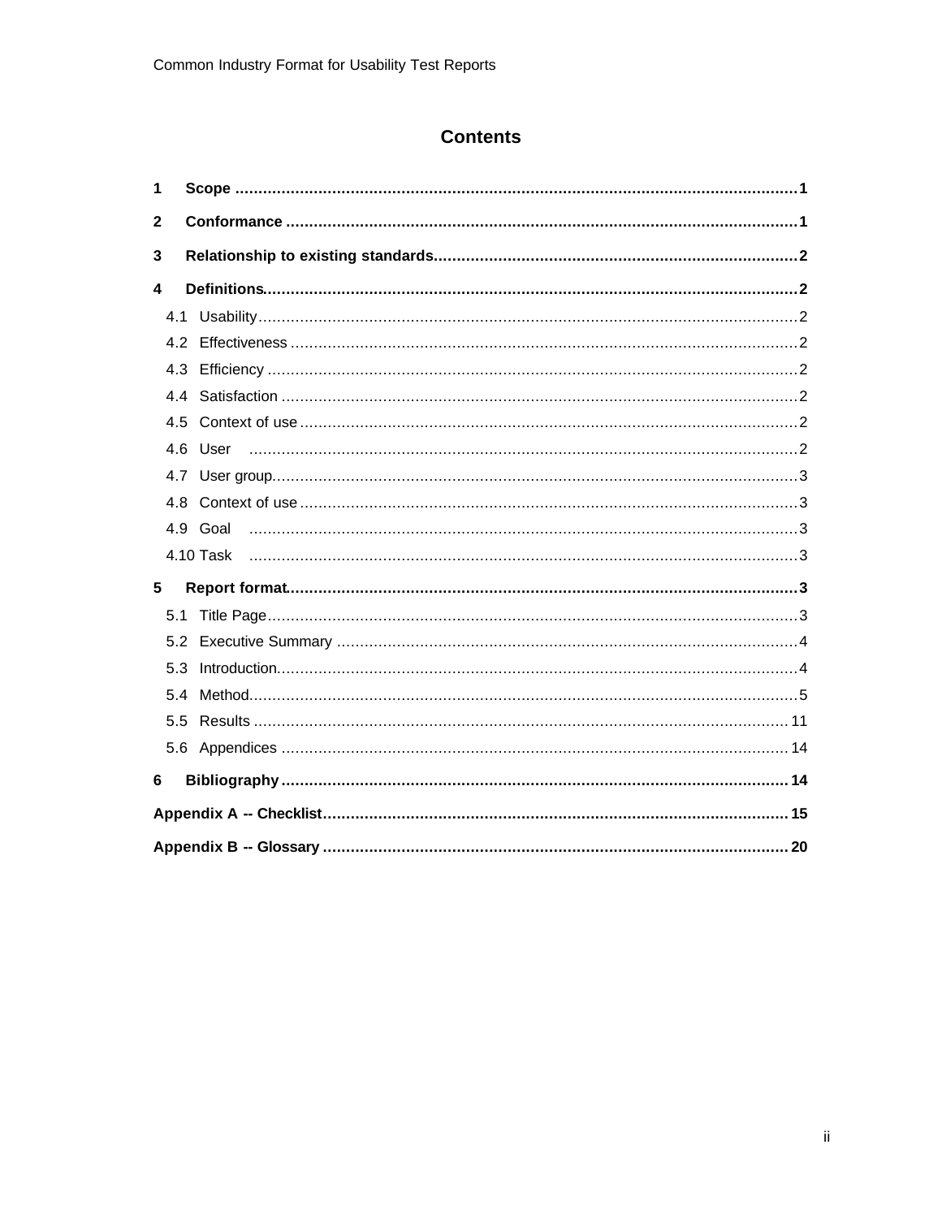# Contents

**1 Scope** ........................................................................ **1**

**2 Conformance** ................................................................ **1**

**3 Relationship to existing standards** ................................ **2**

**4 Definitions** .................................................................. **2**

- 4.1 Usability ........................................................................ 2
- 4.2 Effectiveness ................................................................ 2
- 4.3 Efficiency ..................................................................... 2
- 4.4 Satisfaction .................................................................. 2
- 4.5 Context of use .............................................................. 2
- 4.6 User .............................................................................. 2
- 4.7 User group .................................................................... 3
- 4.8 Context of use .............................................................. 3
- 4.9 Goal .............................................................................. 3
- 4.10 Task ............................................................................ 3

**5 Report format** .............................................................. **3**

- 5.1 Title Page ...................................................................... 3
- 5.2 Executive Summary ...................................................... 4
- 5.3 Introduction ................................................................... 4
- 5.4 Method .......................................................................... 5
- 5.5 Results ........................................................................ 11
- 5.6 Appendices ................................................................. 14

**6 Bibliography** ............................................................... **14**

**Appendix A -- Checklist** .................................................. **15**

**Appendix B -- Glossary** .................................................. **20**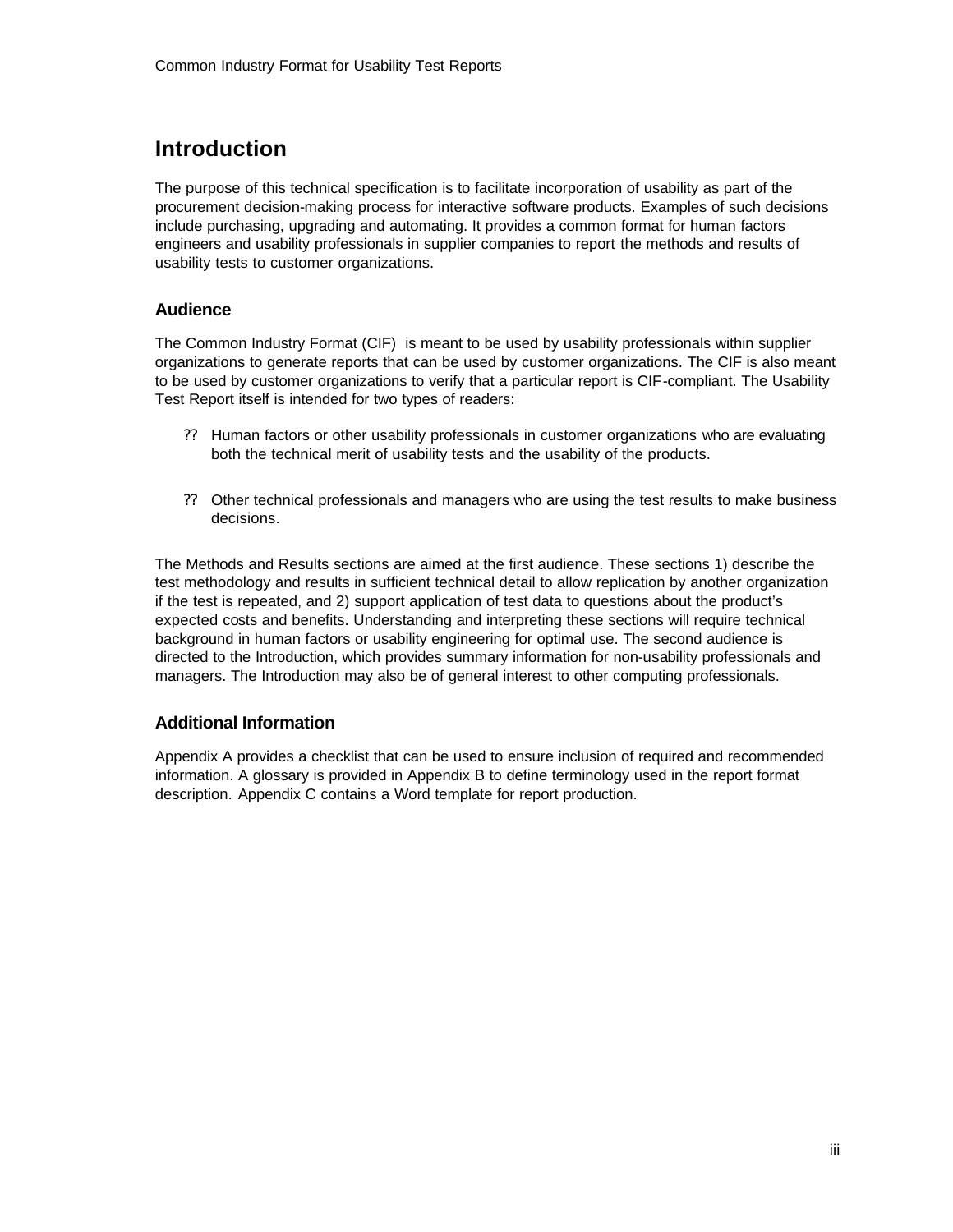# Introduction

The purpose of this technical specification is to facilitate incorporation of usability as part of the procurement decision-making process for interactive software products. Examples of such decisions include purchasing, upgrading and automating. It provides a common format for human factors engineers and usability professionals in supplier companies to report the methods and results of usability tests to customer organizations.

## Audience

The Common Industry Format (CIF) is meant to be used by usability professionals within supplier organizations to generate reports that can be used by customer organizations. The CIF is also meant to be used by customer organizations to verify that a particular report is CIF-compliant. The Usability Test Report itself is intended for two types of readers:

- Human factors or other usability professionals in customer organizations who are evaluating both the technical merit of usability tests and the usability of the products.
- Other technical professionals and managers who are using the test results to make business decisions.

The Methods and Results sections are aimed at the first audience. These sections 1) describe the test methodology and results in sufficient technical detail to allow replication by another organization if the test is repeated, and 2) support application of test data to questions about the product's expected costs and benefits. Understanding and interpreting these sections will require technical background in human factors or usability engineering for optimal use. The second audience is directed to the Introduction, which provides summary information for non-usability professionals and managers. The Introduction may also be of general interest to other computing professionals.

## Additional Information

Appendix A provides a checklist that can be used to ensure inclusion of required and recommended information. A glossary is provided in Appendix B to define terminology used in the report format description. Appendix C contains a Word template for report production.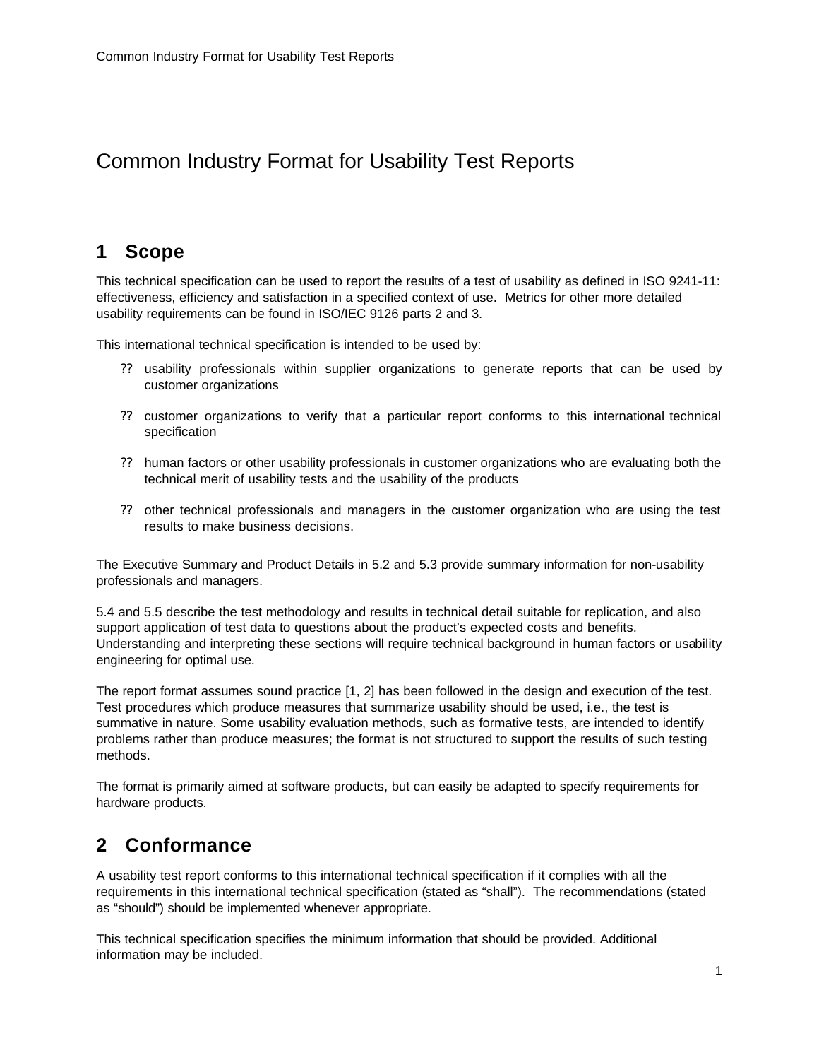# Common Industry Format for Usability Test Reports

## 1 Scope

This technical specification can be used to report the results of a test of usability as defined in ISO 9241-11: effectiveness, efficiency and satisfaction in a specified context of use. Metrics for other more detailed usability requirements can be found in ISO/IEC 9126 parts 2 and 3.

This international technical specification is intended to be used by:

- usability professionals within supplier organizations to generate reports that can be used by customer organizations
- customer organizations to verify that a particular report conforms to this international technical specification
- human factors or other usability professionals in customer organizations who are evaluating both the technical merit of usability tests and the usability of the products
- other technical professionals and managers in the customer organization who are using the test results to make business decisions.

The Executive Summary and Product Details in 5.2 and 5.3 provide summary information for non-usability professionals and managers.

5.4 and 5.5 describe the test methodology and results in technical detail suitable for replication, and also support application of test data to questions about the product's expected costs and benefits. Understanding and interpreting these sections will require technical background in human factors or usability engineering for optimal use.

The report format assumes sound practice [1, 2] has been followed in the design and execution of the test. Test procedures which produce measures that summarize usability should be used, i.e., the test is summative in nature. Some usability evaluation methods, such as formative tests, are intended to identify problems rather than produce measures; the format is not structured to support the results of such testing methods.

The format is primarily aimed at software products, but can easily be adapted to specify requirements for hardware products.

## 2 Conformance

A usability test report conforms to this international technical specification if it complies with all the requirements in this international technical specification (stated as "shall"). The recommendations (stated as "should") should be implemented whenever appropriate.

This technical specification specifies the minimum information that should be provided. Additional information may be included.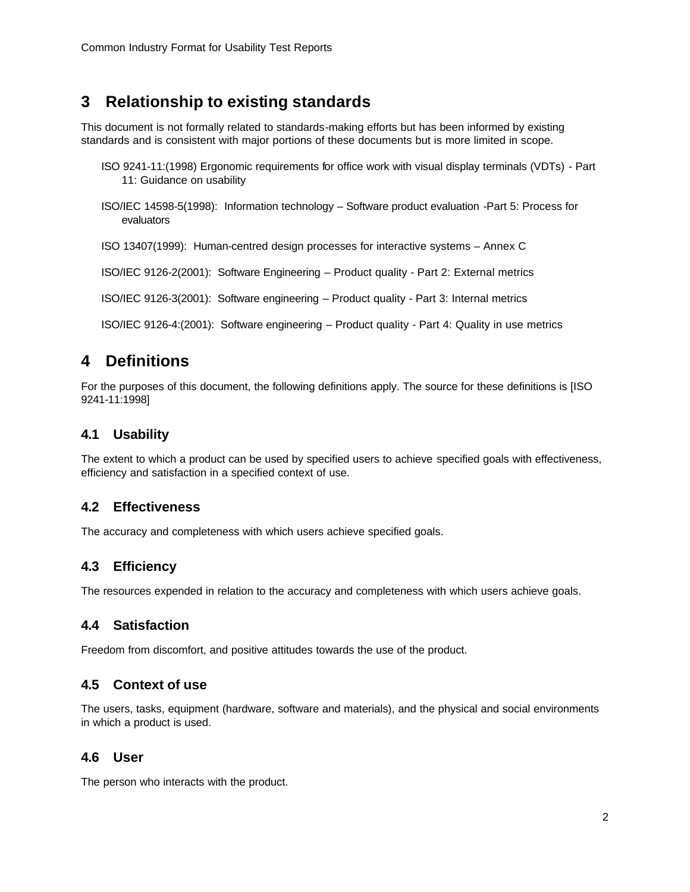# 3 Relationship to existing standards

This document is not formally related to standards-making efforts but has been informed by existing standards and is consistent with major portions of these documents but is more limited in scope.

ISO 9241-11:(1998) Ergonomic requirements for office work with visual display terminals (VDTs) - Part 11: Guidance on usability

ISO/IEC 14598-5(1998): Information technology – Software product evaluation -Part 5: Process for evaluators

ISO 13407(1999): Human-centred design processes for interactive systems – Annex C

ISO/IEC 9126-2(2001): Software Engineering – Product quality - Part 2: External metrics

ISO/IEC 9126-3(2001): Software engineering – Product quality - Part 3: Internal metrics

ISO/IEC 9126-4:(2001): Software engineering – Product quality - Part 4: Quality in use metrics

# 4 Definitions

For the purposes of this document, the following definitions apply. The source for these definitions is [ISO 9241-11:1998]

## 4.1 Usability

The extent to which a product can be used by specified users to achieve specified goals with effectiveness, efficiency and satisfaction in a specified context of use.

## 4.2 Effectiveness

The accuracy and completeness with which users achieve specified goals.

## 4.3 Efficiency

The resources expended in relation to the accuracy and completeness with which users achieve goals.

## 4.4 Satisfaction

Freedom from discomfort, and positive attitudes towards the use of the product.

## 4.5 Context of use

The users, tasks, equipment (hardware, software and materials), and the physical and social environments in which a product is used.

## 4.6 User

The person who interacts with the product.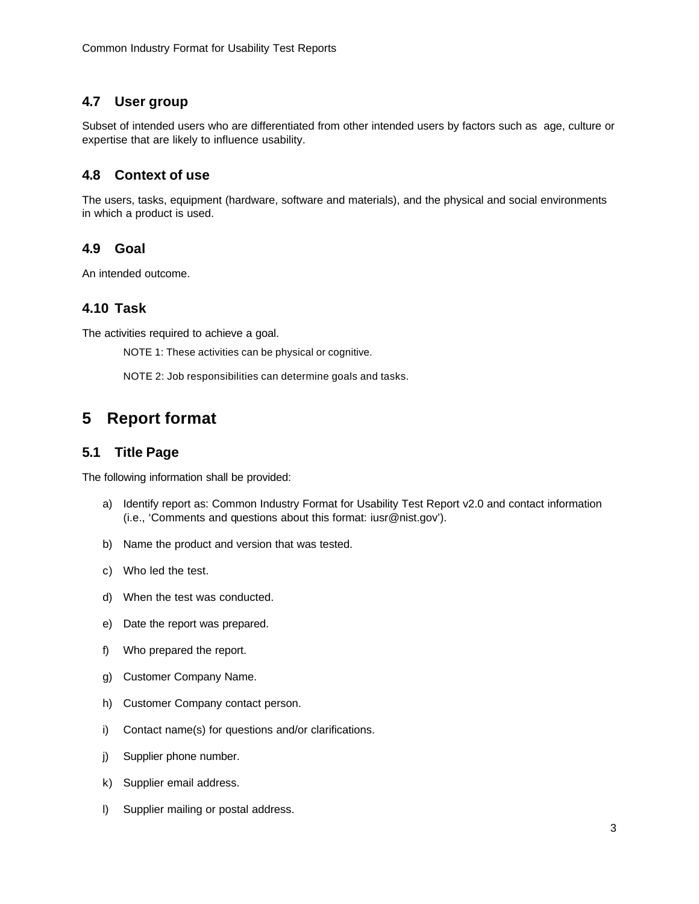### 4.7 User group

Subset of intended users who are differentiated from other intended users by factors such as age, culture or expertise that are likely to influence usability.

### 4.8 Context of use

The users, tasks, equipment (hardware, software and materials), and the physical and social environments in which a product is used.

### 4.9 Goal

An intended outcome.

### 4.10 Task

The activities required to achieve a goal.

NOTE 1: These activities can be physical or cognitive.

NOTE 2: Job responsibilities can determine goals and tasks.

## 5 Report format

### 5.1 Title Page

The following information shall be provided:

a) Identify report as: Common Industry Format for Usability Test Report v2.0 and contact information (i.e., 'Comments and questions about this format: iusr@nist.gov').

b) Name the product and version that was tested.

c) Who led the test.

d) When the test was conducted.

e) Date the report was prepared.

f) Who prepared the report.

g) Customer Company Name.

h) Customer Company contact person.

i) Contact name(s) for questions and/or clarifications.

j) Supplier phone number.

k) Supplier email address.

l) Supplier mailing or postal address.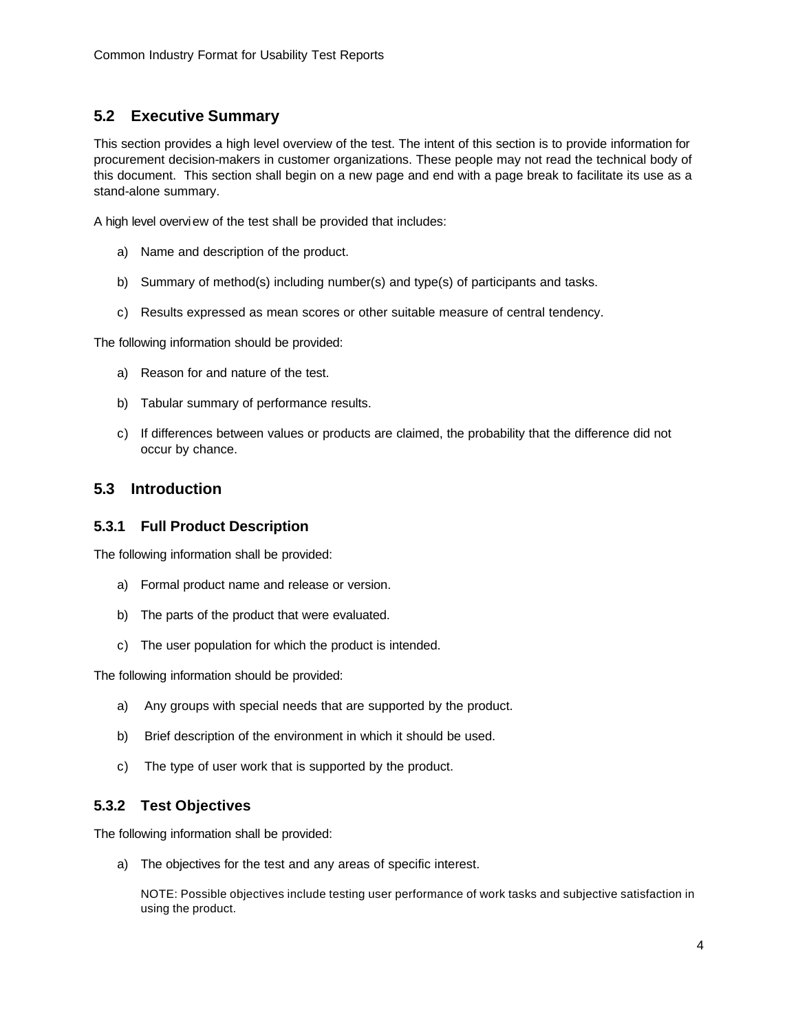## 5.2 Executive Summary

This section provides a high level overview of the test. The intent of this section is to provide information for procurement decision-makers in customer organizations. These people may not read the technical body of this document. This section shall begin on a new page and end with a page break to facilitate its use as a stand-alone summary.

A high level overview of the test shall be provided that includes:

a) Name and description of the product.

b) Summary of method(s) including number(s) and type(s) of participants and tasks.

c) Results expressed as mean scores or other suitable measure of central tendency.

The following information should be provided:

a) Reason for and nature of the test.

b) Tabular summary of performance results.

c) If differences between values or products are claimed, the probability that the difference did not occur by chance.

## 5.3 Introduction

### 5.3.1 Full Product Description

The following information shall be provided:

a) Formal product name and release or version.

b) The parts of the product that were evaluated.

c) The user population for which the product is intended.

The following information should be provided:

a) Any groups with special needs that are supported by the product.

b) Brief description of the environment in which it should be used.

c) The type of user work that is supported by the product.

### 5.3.2 Test Objectives

The following information shall be provided:

a) The objectives for the test and any areas of specific interest.

NOTE: Possible objectives include testing user performance of work tasks and subjective satisfaction in using the product.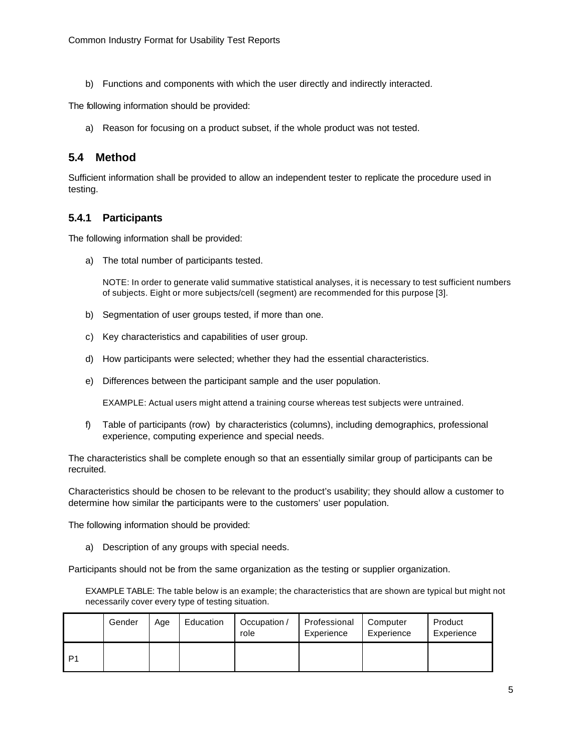b) Functions and components with which the user directly and indirectly interacted.

The following information should be provided:

a) Reason for focusing on a product subset, if the whole product was not tested.

## 5.4 Method

Sufficient information shall be provided to allow an independent tester to replicate the procedure used in testing.

### 5.4.1 Participants

The following information shall be provided:

a) The total number of participants tested.

NOTE: In order to generate valid summative statistical analyses, it is necessary to test sufficient numbers of subjects. Eight or more subjects/cell (segment) are recommended for this purpose [3].

b) Segmentation of user groups tested, if more than one.

c) Key characteristics and capabilities of user group.

d) How participants were selected; whether they had the essential characteristics.

e) Differences between the participant sample and the user population.

EXAMPLE: Actual users might attend a training course whereas test subjects were untrained.

f) Table of participants (row) by characteristics (columns), including demographics, professional experience, computing experience and special needs.

The characteristics shall be complete enough so that an essentially similar group of participants can be recruited.

Characteristics should be chosen to be relevant to the product's usability; they should allow a customer to determine how similar the participants were to the customers' user population.

The following information should be provided:

a) Description of any groups with special needs.

Participants should not be from the same organization as the testing or supplier organization.

EXAMPLE TABLE: The table below is an example; the characteristics that are shown are typical but might not necessarily cover every type of testing situation.

| | Gender | Age | Education | Occupation / role | Professional Experience | Computer Experience | Product Experience |
|---|---|---|---|---|---|---|---|
| P1 | | | | | | | |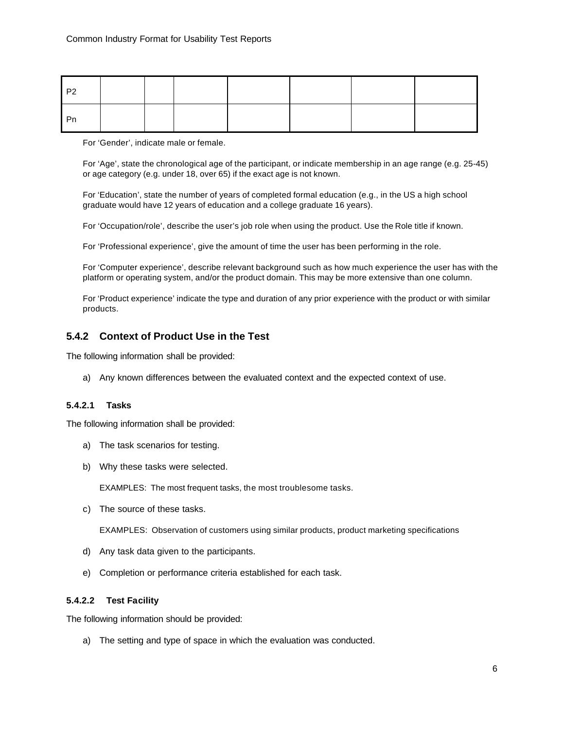| | | | | | | | |
|---|---|---|---|---|---|---|---|
| P2 | | | | | | | |
| Pn | | | | | | | |

For 'Gender', indicate male or female.

For 'Age', state the chronological age of the participant, or indicate membership in an age range (e.g. 25-45) or age category (e.g. under 18, over 65) if the exact age is not known.

For 'Education', state the number of years of completed formal education (e.g., in the US a high school graduate would have 12 years of education and a college graduate 16 years).

For 'Occupation/role', describe the user's job role when using the product. Use the Role title if known.

For 'Professional experience', give the amount of time the user has been performing in the role.

For 'Computer experience', describe relevant background such as how much experience the user has with the platform or operating system, and/or the product domain. This may be more extensive than one column.

For 'Product experience' indicate the type and duration of any prior experience with the product or with similar products.

### 5.4.2 Context of Product Use in the Test

The following information shall be provided:

a) Any known differences between the evaluated context and the expected context of use.

#### 5.4.2.1 Tasks

The following information shall be provided:

a) The task scenarios for testing.

b) Why these tasks were selected.

   EXAMPLES: The most frequent tasks, the most troublesome tasks.

c) The source of these tasks.

   EXAMPLES: Observation of customers using similar products, product marketing specifications

d) Any task data given to the participants.

e) Completion or performance criteria established for each task.

#### 5.4.2.2 Test Facility

The following information should be provided:

a) The setting and type of space in which the evaluation was conducted.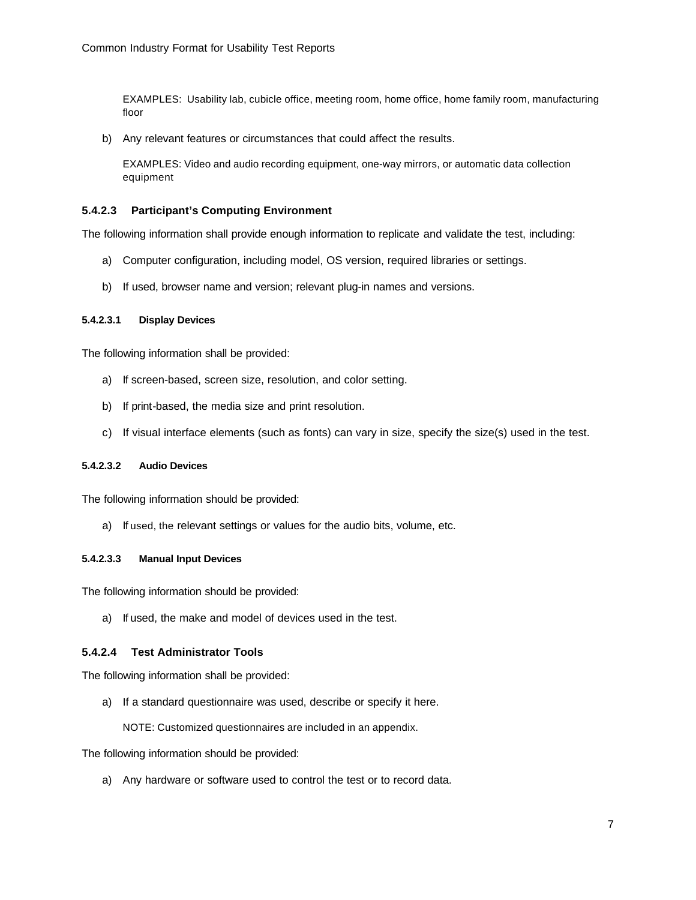EXAMPLES: Usability lab, cubicle office, meeting room, home office, home family room, manufacturing floor

b) Any relevant features or circumstances that could affect the results.

EXAMPLES: Video and audio recording equipment, one-way mirrors, or automatic data collection equipment

### 5.4.2.3 Participant's Computing Environment

The following information shall provide enough information to replicate and validate the test, including:

a) Computer configuration, including model, OS version, required libraries or settings.

b) If used, browser name and version; relevant plug-in names and versions.

#### 5.4.2.3.1 Display Devices

The following information shall be provided:

a) If screen-based, screen size, resolution, and color setting.

b) If print-based, the media size and print resolution.

c) If visual interface elements (such as fonts) can vary in size, specify the size(s) used in the test.

#### 5.4.2.3.2 Audio Devices

The following information should be provided:

a) If used, the relevant settings or values for the audio bits, volume, etc.

#### 5.4.2.3.3 Manual Input Devices

The following information should be provided:

a) If used, the make and model of devices used in the test.

### 5.4.2.4 Test Administrator Tools

The following information shall be provided:

a) If a standard questionnaire was used, describe or specify it here.

NOTE: Customized questionnaires are included in an appendix.

The following information should be provided:

a) Any hardware or software used to control the test or to record data.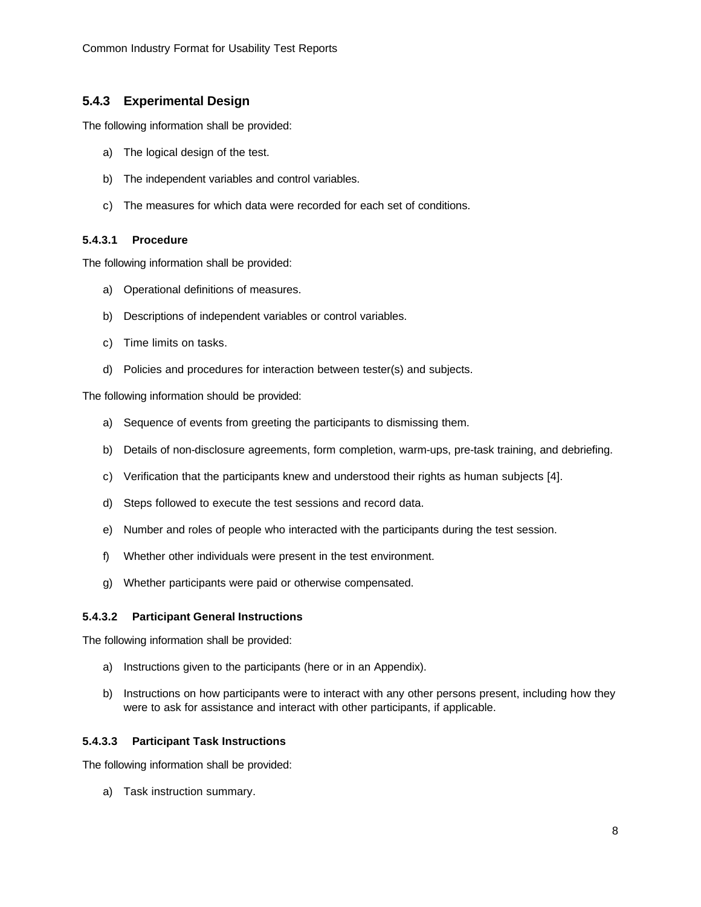### 5.4.3 Experimental Design

The following information shall be provided:

a) The logical design of the test.

b) The independent variables and control variables.

c) The measures for which data were recorded for each set of conditions.

#### 5.4.3.1 Procedure

The following information shall be provided:

a) Operational definitions of measures.

b) Descriptions of independent variables or control variables.

c) Time limits on tasks.

d) Policies and procedures for interaction between tester(s) and subjects.

The following information should be provided:

a) Sequence of events from greeting the participants to dismissing them.

b) Details of non-disclosure agreements, form completion, warm-ups, pre-task training, and debriefing.

c) Verification that the participants knew and understood their rights as human subjects [4].

d) Steps followed to execute the test sessions and record data.

e) Number and roles of people who interacted with the participants during the test session.

f) Whether other individuals were present in the test environment.

g) Whether participants were paid or otherwise compensated.

#### 5.4.3.2 Participant General Instructions

The following information shall be provided:

a) Instructions given to the participants (here or in an Appendix).

b) Instructions on how participants were to interact with any other persons present, including how they were to ask for assistance and interact with other participants, if applicable.

#### 5.4.3.3 Participant Task Instructions

The following information shall be provided:

a) Task instruction summary.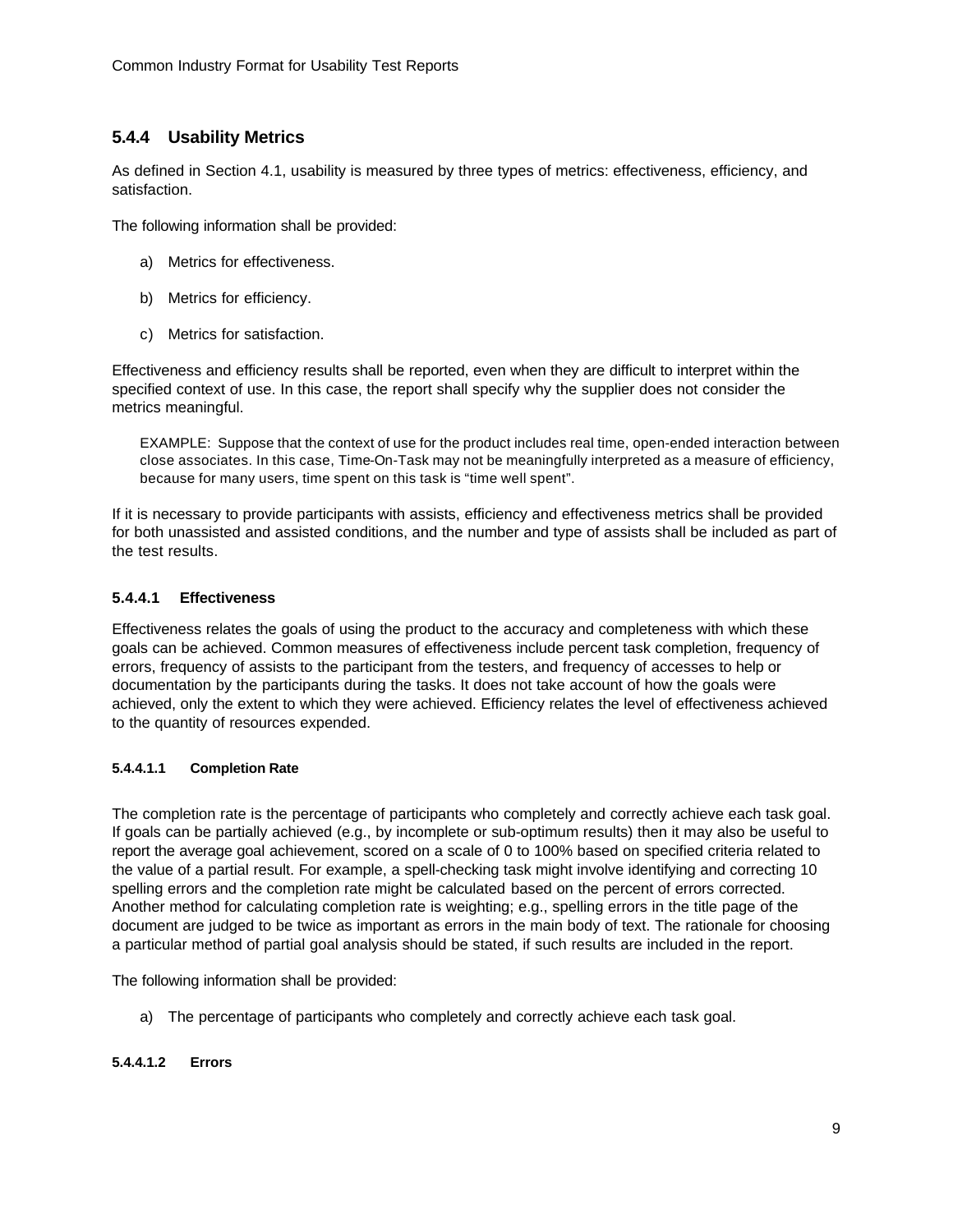### 5.4.4 Usability Metrics

As defined in Section 4.1, usability is measured by three types of metrics: effectiveness, efficiency, and satisfaction.

The following information shall be provided:

a) Metrics for effectiveness.

b) Metrics for efficiency.

c) Metrics for satisfaction.

Effectiveness and efficiency results shall be reported, even when they are difficult to interpret within the specified context of use. In this case, the report shall specify why the supplier does not consider the metrics meaningful.

> EXAMPLE: Suppose that the context of use for the product includes real time, open-ended interaction between close associates. In this case, Time-On-Task may not be meaningfully interpreted as a measure of efficiency, because for many users, time spent on this task is "time well spent".

If it is necessary to provide participants with assists, efficiency and effectiveness metrics shall be provided for both unassisted and assisted conditions, and the number and type of assists shall be included as part of the test results.

#### 5.4.4.1 Effectiveness

Effectiveness relates the goals of using the product to the accuracy and completeness with which these goals can be achieved. Common measures of effectiveness include percent task completion, frequency of errors, frequency of assists to the participant from the testers, and frequency of accesses to help or documentation by the participants during the tasks. It does not take account of how the goals were achieved, only the extent to which they were achieved. Efficiency relates the level of effectiveness achieved to the quantity of resources expended.

##### 5.4.4.1.1 Completion Rate

The completion rate is the percentage of participants who completely and correctly achieve each task goal. If goals can be partially achieved (e.g., by incomplete or sub-optimum results) then it may also be useful to report the average goal achievement, scored on a scale of 0 to 100% based on specified criteria related to the value of a partial result. For example, a spell-checking task might involve identifying and correcting 10 spelling errors and the completion rate might be calculated based on the percent of errors corrected. Another method for calculating completion rate is weighting; e.g., spelling errors in the title page of the document are judged to be twice as important as errors in the main body of text. The rationale for choosing a particular method of partial goal analysis should be stated, if such results are included in the report.

The following information shall be provided:

a) The percentage of participants who completely and correctly achieve each task goal.

##### 5.4.4.1.2 Errors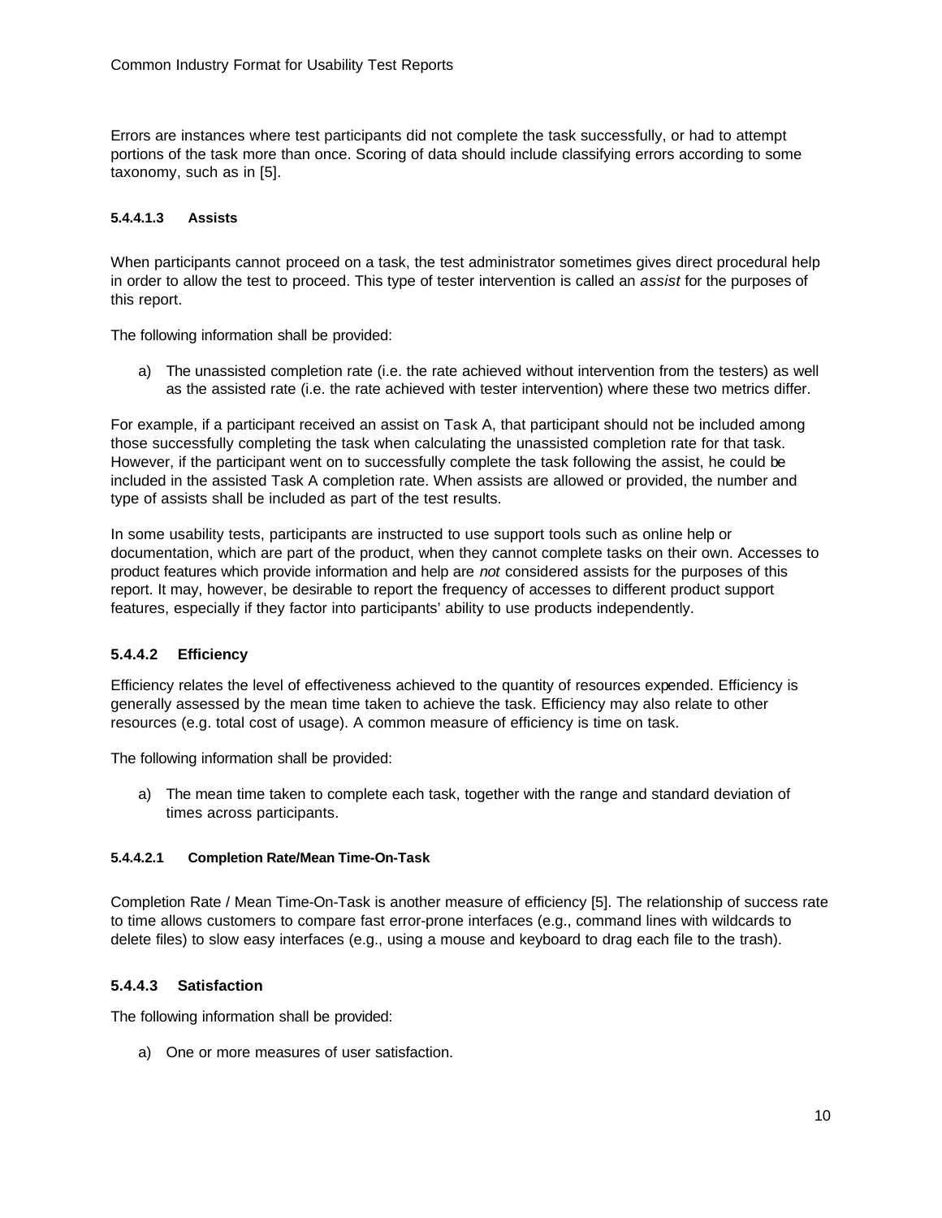Errors are instances where test participants did not complete the task successfully, or had to attempt portions of the task more than once. Scoring of data should include classifying errors according to some taxonomy, such as in [5].

##### 5.4.4.1.3 Assists

When participants cannot proceed on a task, the test administrator sometimes gives direct procedural help in order to allow the test to proceed. This type of tester intervention is called an *assist* for the purposes of this report.

The following information shall be provided:

a) The unassisted completion rate (i.e. the rate achieved without intervention from the testers) as well as the assisted rate (i.e. the rate achieved with tester intervention) where these two metrics differ.

For example, if a participant received an assist on Task A, that participant should not be included among those successfully completing the task when calculating the unassisted completion rate for that task. However, if the participant went on to successfully complete the task following the assist, he could be included in the assisted Task A completion rate. When assists are allowed or provided, the number and type of assists shall be included as part of the test results.

In some usability tests, participants are instructed to use support tools such as online help or documentation, which are part of the product, when they cannot complete tasks on their own. Accesses to product features which provide information and help are *not* considered assists for the purposes of this report. It may, however, be desirable to report the frequency of accesses to different product support features, especially if they factor into participants' ability to use products independently.

#### 5.4.4.2 Efficiency

Efficiency relates the level of effectiveness achieved to the quantity of resources expended. Efficiency is generally assessed by the mean time taken to achieve the task. Efficiency may also relate to other resources (e.g. total cost of usage). A common measure of efficiency is time on task.

The following information shall be provided:

a) The mean time taken to complete each task, together with the range and standard deviation of times across participants.

##### 5.4.4.2.1 Completion Rate/Mean Time-On-Task

Completion Rate / Mean Time-On-Task is another measure of efficiency [5]. The relationship of success rate to time allows customers to compare fast error-prone interfaces (e.g., command lines with wildcards to delete files) to slow easy interfaces (e.g., using a mouse and keyboard to drag each file to the trash).

#### 5.4.4.3 Satisfaction

The following information shall be provided:

a) One or more measures of user satisfaction.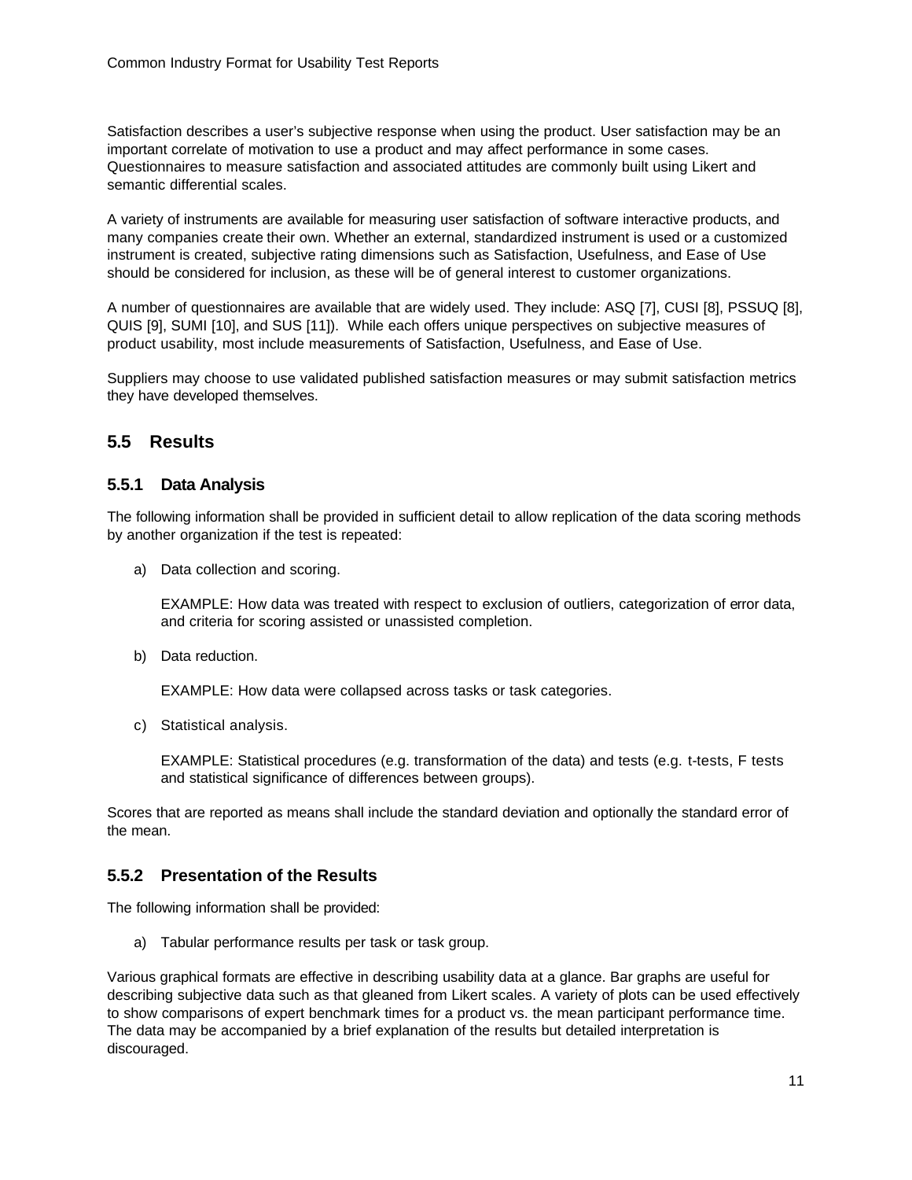Satisfaction describes a user's subjective response when using the product. User satisfaction may be an important correlate of motivation to use a product and may affect performance in some cases. Questionnaires to measure satisfaction and associated attitudes are commonly built using Likert and semantic differential scales.

A variety of instruments are available for measuring user satisfaction of software interactive products, and many companies create their own. Whether an external, standardized instrument is used or a customized instrument is created, subjective rating dimensions such as Satisfaction, Usefulness, and Ease of Use should be considered for inclusion, as these will be of general interest to customer organizations.

A number of questionnaires are available that are widely used. They include: ASQ [7], CUSI [8], PSSUQ [8], QUIS [9], SUMI [10], and SUS [11]). While each offers unique perspectives on subjective measures of product usability, most include measurements of Satisfaction, Usefulness, and Ease of Use.

Suppliers may choose to use validated published satisfaction measures or may submit satisfaction metrics they have developed themselves.

## 5.5 Results

### 5.5.1 Data Analysis

The following information shall be provided in sufficient detail to allow replication of the data scoring methods by another organization if the test is repeated:

a) Data collection and scoring.

   EXAMPLE: How data was treated with respect to exclusion of outliers, categorization of error data, and criteria for scoring assisted or unassisted completion.

b) Data reduction.

   EXAMPLE: How data were collapsed across tasks or task categories.

c) Statistical analysis.

   EXAMPLE: Statistical procedures (e.g. transformation of the data) and tests (e.g. t-tests, F tests and statistical significance of differences between groups).

Scores that are reported as means shall include the standard deviation and optionally the standard error of the mean.

### 5.5.2 Presentation of the Results

The following information shall be provided:

a) Tabular performance results per task or task group.

Various graphical formats are effective in describing usability data at a glance. Bar graphs are useful for describing subjective data such as that gleaned from Likert scales. A variety of plots can be used effectively to show comparisons of expert benchmark times for a product vs. the mean participant performance time. The data may be accompanied by a brief explanation of the results but detailed interpretation is discouraged.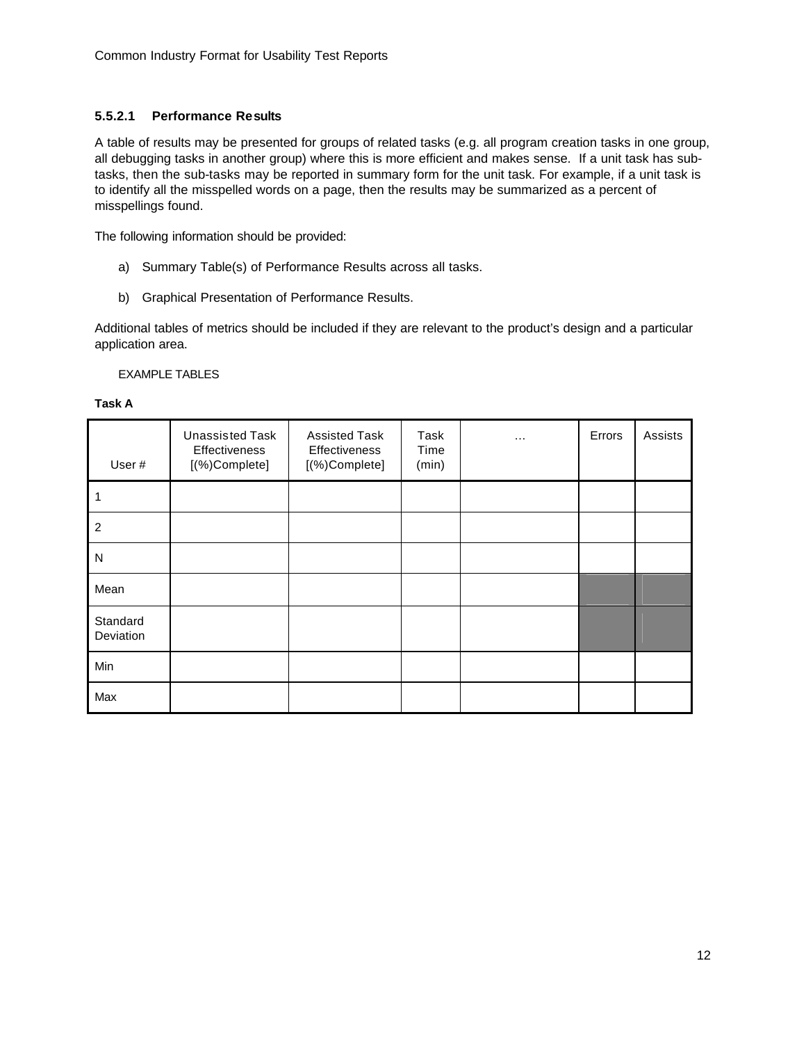#### 5.5.2.1 Performance Results

A table of results may be presented for groups of related tasks (e.g. all program creation tasks in one group, all debugging tasks in another group) where this is more efficient and makes sense. If a unit task has sub-tasks, then the sub-tasks may be reported in summary form for the unit task. For example, if a unit task is to identify all the misspelled words on a page, then the results may be summarized as a percent of misspellings found.

The following information should be provided:

a) Summary Table(s) of Performance Results across all tasks.

b) Graphical Presentation of Performance Results.

Additional tables of metrics should be included if they are relevant to the product's design and a particular application area.

EXAMPLE TABLES

**Task A**

| User # | Unassisted Task Effectiveness [(%)Complete] | Assisted Task Effectiveness [(%)Complete] | Task Time (min) | … | Errors | Assists |
|---|---|---|---|---|---|---|
| 1 | | | | | | |
| 2 | | | | | | |
| N | | | | | | |
| Mean | | | | | | |
| Standard Deviation | | | | | | |
| Min | | | | | | |
| Max | | | | | | |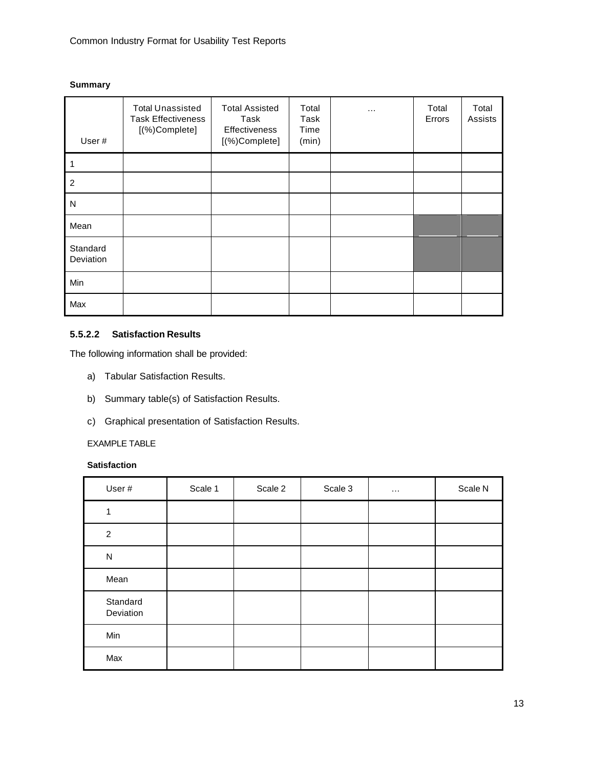**Summary**

| User # | Total Unassisted Task Effectiveness [(%)Complete] | Total Assisted Task Effectiveness [(%)Complete] | Total Task Time (min) | … | Total Errors | Total Assists |
|---|---|---|---|---|---|---|
| 1 | | | | | | |
| 2 | | | | | | |
| N | | | | | | |
| Mean | | | | | | |
| Standard Deviation | | | | | | |
| Min | | | | | | |
| Max | | | | | | |

#### 5.5.2.2 Satisfaction Results

The following information shall be provided:

a) Tabular Satisfaction Results.

b) Summary table(s) of Satisfaction Results.

c) Graphical presentation of Satisfaction Results.

EXAMPLE TABLE

**Satisfaction**

| User # | Scale 1 | Scale 2 | Scale 3 | … | Scale N |
|---|---|---|---|---|---|
| 1 | | | | | |
| 2 | | | | | |
| N | | | | | |
| Mean | | | | | |
| Standard Deviation | | | | | |
| Min | | | | | |
| Max | | | | | |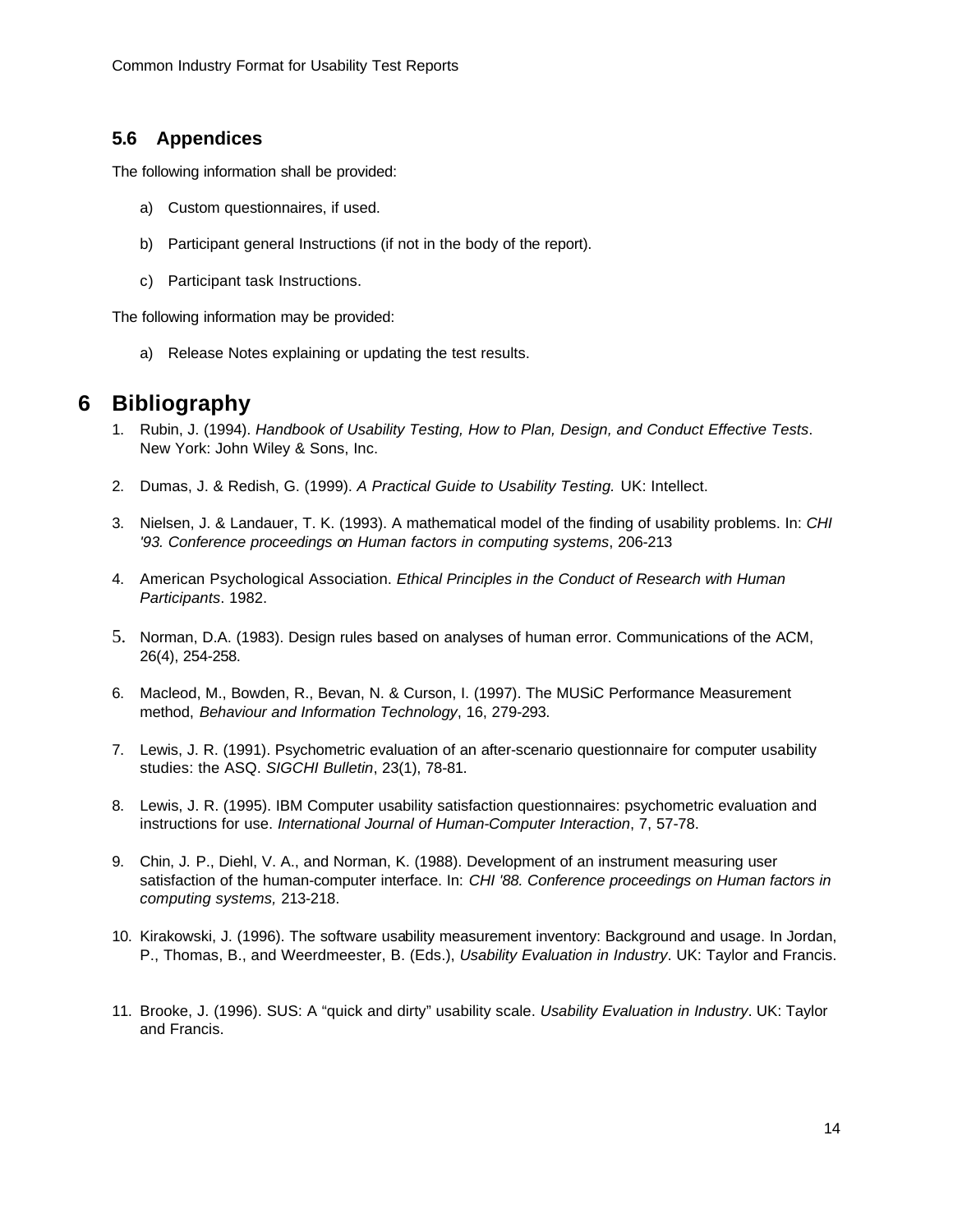### 5.6 Appendices

The following information shall be provided:

a) Custom questionnaires, if used.

b) Participant general Instructions (if not in the body of the report).

c) Participant task Instructions.

The following information may be provided:

a) Release Notes explaining or updating the test results.

# 6 Bibliography

1. Rubin, J. (1994). *Handbook of Usability Testing, How to Plan, Design, and Conduct Effective Tests*. New York: John Wiley & Sons, Inc.

2. Dumas, J. & Redish, G. (1999). *A Practical Guide to Usability Testing.* UK: Intellect.

3. Nielsen, J. & Landauer, T. K. (1993). A mathematical model of the finding of usability problems. In: *CHI '93. Conference proceedings on Human factors in computing systems*, 206-213

4. American Psychological Association. *Ethical Principles in the Conduct of Research with Human Participants*. 1982.

5. Norman, D.A. (1983). Design rules based on analyses of human error. Communications of the ACM, 26(4), 254-258.

6. Macleod, M., Bowden, R., Bevan, N. & Curson, I. (1997). The MUSiC Performance Measurement method, *Behaviour and Information Technology*, 16, 279-293.

7. Lewis, J. R. (1991). Psychometric evaluation of an after-scenario questionnaire for computer usability studies: the ASQ. *SIGCHI Bulletin*, 23(1), 78-81.

8. Lewis, J. R. (1995). IBM Computer usability satisfaction questionnaires: psychometric evaluation and instructions for use. *International Journal of Human-Computer Interaction*, 7, 57-78.

9. Chin, J. P., Diehl, V. A., and Norman, K. (1988). Development of an instrument measuring user satisfaction of the human-computer interface. In: *CHI '88. Conference proceedings on Human factors in computing systems,* 213-218.

10. Kirakowski, J. (1996). The software usability measurement inventory: Background and usage. In Jordan, P., Thomas, B., and Weerdmeester, B. (Eds.), *Usability Evaluation in Industry*. UK: Taylor and Francis.

11. Brooke, J. (1996). SUS: A "quick and dirty" usability scale. *Usability Evaluation in Industry*. UK: Taylor and Francis.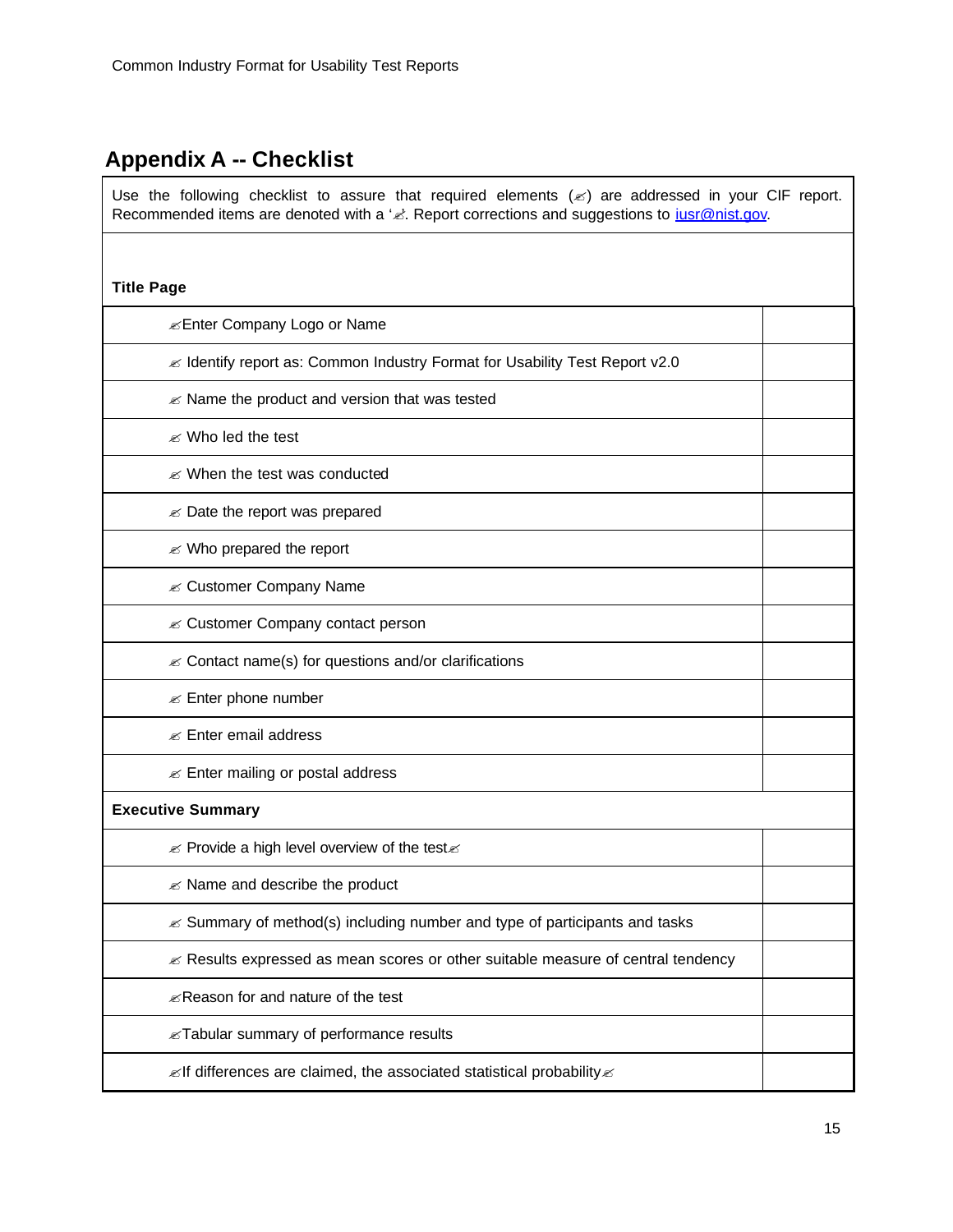## Appendix A -- Checklist

Use the following checklist to assure that required elements (✍) are addressed in your CIF report. Recommended items are denoted with a '✍. Report corrections and suggestions to iusr@nist.gov.

| **Title Page** | |
|---|---|
| ✍Enter Company Logo or Name | |
| ✍ Identify report as: Common Industry Format for Usability Test Report v2.0 | |
| ✍ Name the product and version that was tested | |
| ✍ Who led the test | |
| ✍ When the test was conducted | |
| ✍ Date the report was prepared | |
| ✍ Who prepared the report | |
| ✍ Customer Company Name | |
| ✍ Customer Company contact person | |
| ✍ Contact name(s) for questions and/or clarifications | |
| ✍ Enter phone number | |
| ✍ Enter email address | |
| ✍ Enter mailing or postal address | |
| **Executive Summary** | |
| ✍ Provide a high level overview of the test✍ | |
| ✍ Name and describe the product | |
| ✍ Summary of method(s) including number and type of participants and tasks | |
| ✍ Results expressed as mean scores or other suitable measure of central tendency | |
| ✍Reason for and nature of the test | |
| ✍Tabular summary of performance results | |
| ✍If differences are claimed, the associated statistical probability✍ | |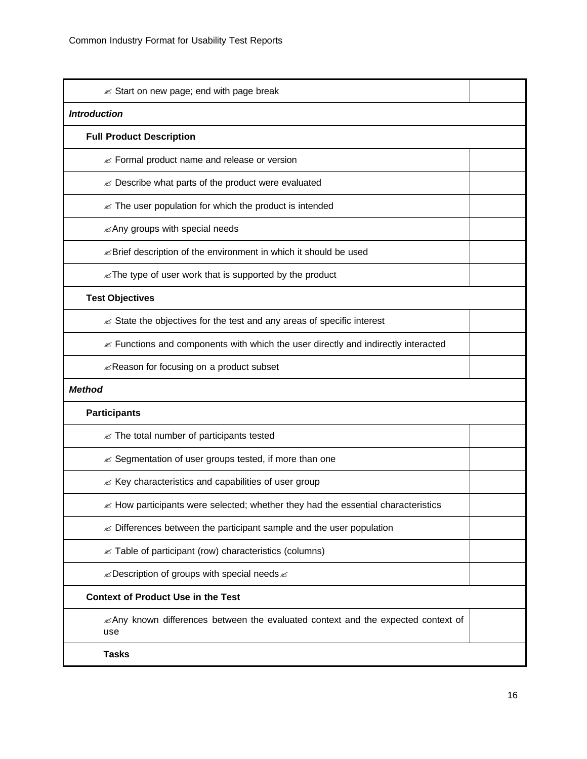| | |
|---|---|
| ✍ Start on new page; end with page break | |
| ***Introduction*** | |
| **Full Product Description** | |
| ✍ Formal product name and release or version | |
| ✍ Describe what parts of the product were evaluated | |
| ✍ The user population for which the product is intended | |
| ✍Any groups with special needs | |
| ✍Brief description of the environment in which it should be used | |
| ✍The type of user work that is supported by the product | |
| **Test Objectives** | |
| ✍ State the objectives for the test and any areas of specific interest | |
| ✍ Functions and components with which the user directly and indirectly interacted | |
| ✍Reason for focusing on a product subset | |
| ***Method*** | |
| **Participants** | |
| ✍ The total number of participants tested | |
| ✍ Segmentation of user groups tested, if more than one | |
| ✍ Key characteristics and capabilities of user group | |
| ✍ How participants were selected; whether they had the essential characteristics | |
| ✍ Differences between the participant sample and the user population | |
| ✍ Table of participant (row) characteristics (columns) | |
| ✍Description of groups with special needs✍ | |
| **Context of Product Use in the Test** | |
| ✍Any known differences between the evaluated context and the expected context of use | |
| **Tasks** | |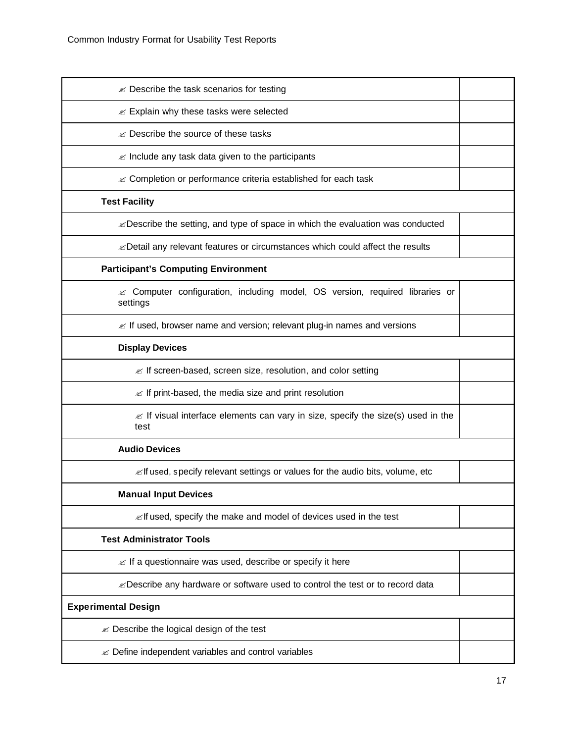| | |
|---|---|
| ✍ Describe the task scenarios for testing | |
| ✍ Explain why these tasks were selected | |
| ✍ Describe the source of these tasks | |
| ✍ Include any task data given to the participants | |
| ✍ Completion or performance criteria established for each task | |
| **Test Facility** | |
| ✍Describe the setting, and type of space in which the evaluation was conducted | |
| ✍Detail any relevant features or circumstances which could affect the results | |
| **Participant's Computing Environment** | |
| ✍ Computer configuration, including model, OS version, required libraries or settings | |
| ✍ If used, browser name and version; relevant plug-in names and versions | |
| **Display Devices** | |
| ✍ If screen-based, screen size, resolution, and color setting | |
| ✍ If print-based, the media size and print resolution | |
| ✍ If visual interface elements can vary in size, specify the size(s) used in the test | |
| **Audio Devices** | |
| ✍If used, specify relevant settings or values for the audio bits, volume, etc | |
| **Manual Input Devices** | |
| ✍If used, specify the make and model of devices used in the test | |
| **Test Administrator Tools** | |
| ✍ If a questionnaire was used, describe or specify it here | |
| ✍Describe any hardware or software used to control the test or to record data | |
| **Experimental Design** | |
| ✍ Describe the logical design of the test | |
| ✍ Define independent variables and control variables | |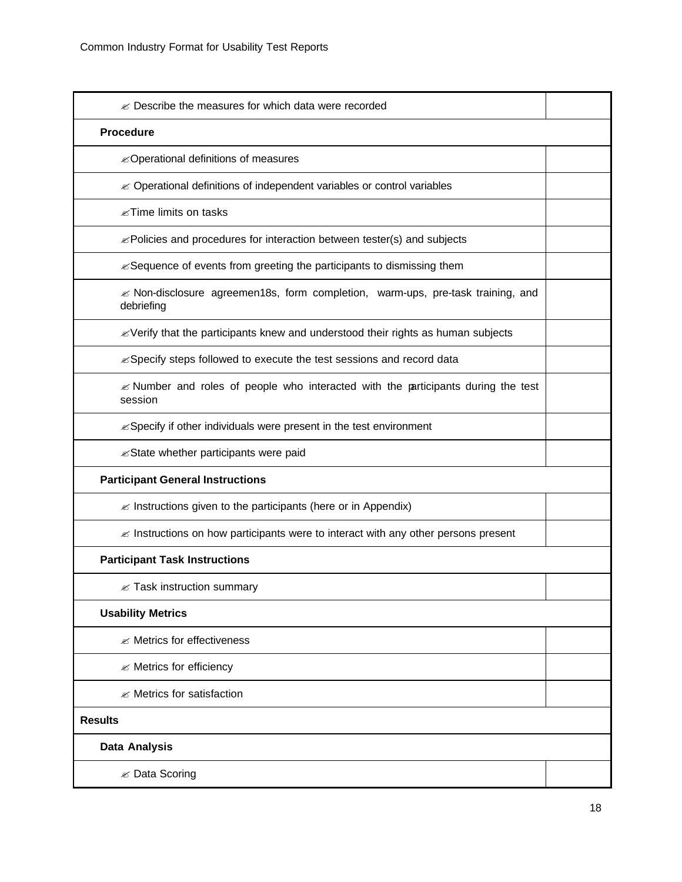| | |
|---|---|
| ✍ Describe the measures for which data were recorded | |
| **Procedure** | |
| ✍Operational definitions of measures | |
| ✍ Operational definitions of independent variables or control variables | |
| ✍Time limits on tasks | |
| ✍Policies and procedures for interaction between tester(s) and subjects | |
| ✍Sequence of events from greeting the participants to dismissing them | |
| ✍ Non-disclosure agreemen18s, form completion, warm-ups, pre-task training, and debriefing | |
| ✍Verify that the participants knew and understood their rights as human subjects | |
| ✍Specify steps followed to execute the test sessions and record data | |
| ✍ Number and roles of people who interacted with the participants during the test session | |
| ✍Specify if other individuals were present in the test environment | |
| ✍State whether participants were paid | |
| **Participant General Instructions** | |
| ✍ Instructions given to the participants (here or in Appendix) | |
| ✍ Instructions on how participants were to interact with any other persons present | |
| **Participant Task Instructions** | |
| ✍ Task instruction summary | |
| **Usability Metrics** | |
| ✍ Metrics for effectiveness | |
| ✍ Metrics for efficiency | |
| ✍ Metrics for satisfaction | |
| **Results** | |
| **Data Analysis** | |
| ✍ Data Scoring | |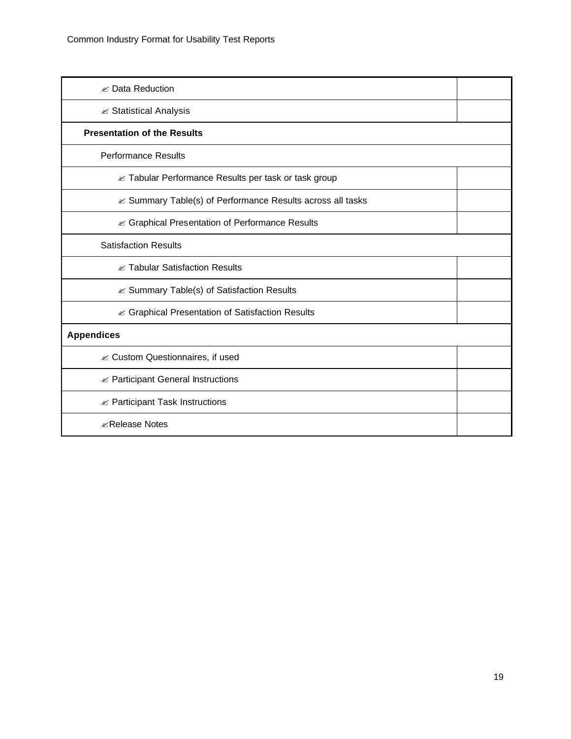| | |
|---|---|
| ✍ Data Reduction | |
| ✍ Statistical Analysis | |
| **Presentation of the Results** | |
| Performance Results | |
| ✍ Tabular Performance Results per task or task group | |
| ✍ Summary Table(s) of Performance Results across all tasks | |
| ✍ Graphical Presentation of Performance Results | |
| Satisfaction Results | |
| ✍ Tabular Satisfaction Results | |
| ✍ Summary Table(s) of Satisfaction Results | |
| ✍ Graphical Presentation of Satisfaction Results | |
| **Appendices** | |
| ✍ Custom Questionnaires, if used | |
| ✍ Participant General Instructions | |
| ✍ Participant Task Instructions | |
| ✍Release Notes | |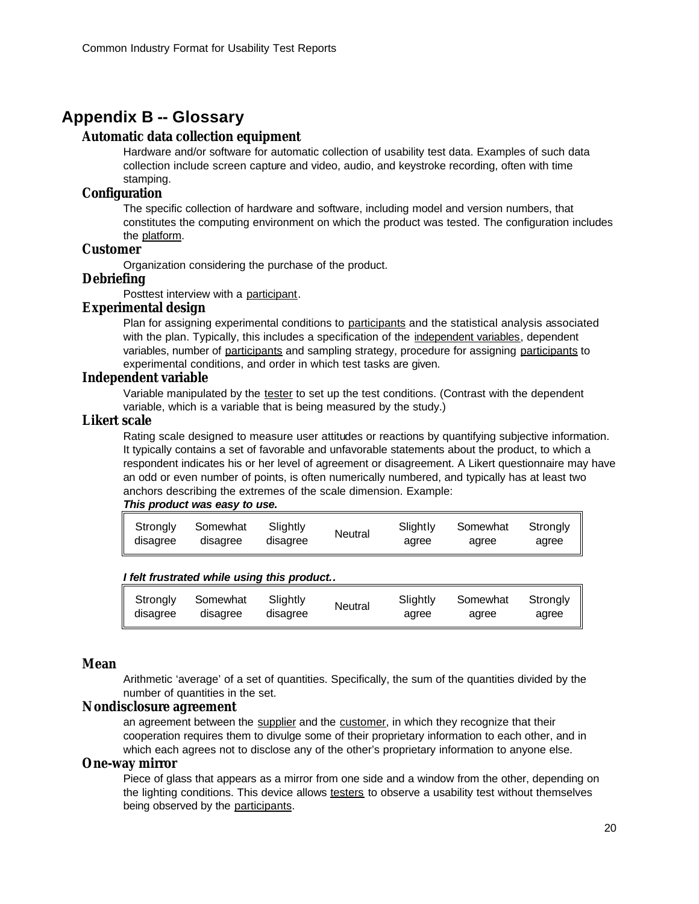## Appendix B -- Glossary

### Automatic data collection equipment

Hardware and/or software for automatic collection of usability test data. Examples of such data collection include screen capture and video, audio, and keystroke recording, often with time stamping.

### Configuration

The specific collection of hardware and software, including model and version numbers, that constitutes the computing environment on which the product was tested. The configuration includes the platform.

### Customer

Organization considering the purchase of the product.

### Debriefing

Posttest interview with a participant.

### Experimental design

Plan for assigning experimental conditions to participants and the statistical analysis associated with the plan. Typically, this includes a specification of the independent variables, dependent variables, number of participants and sampling strategy, procedure for assigning participants to experimental conditions, and order in which test tasks are given.

### Independent variable

Variable manipulated by the tester to set up the test conditions. (Contrast with the dependent variable, which is a variable that is being measured by the study.)

### Likert scale

Rating scale designed to measure user attitudes or reactions by quantifying subjective information. It typically contains a set of favorable and unfavorable statements about the product, to which a respondent indicates his or her level of agreement or disagreement. A Likert questionnaire may have an odd or even number of points, is often numerically numbered, and typically has at least two anchors describing the extremes of the scale dimension. Example:

***This product was easy to use.***

| Strongly disagree | Somewhat disagree | Slightly disagree | Neutral | Slightly agree | Somewhat agree | Strongly agree |
|---|---|---|---|---|---|---|

***I felt frustrated while using this product..***

| Strongly disagree | Somewhat disagree | Slightly disagree | Neutral | Slightly agree | Somewhat agree | Strongly agree |
|---|---|---|---|---|---|---|

### Mean

Arithmetic 'average' of a set of quantities. Specifically, the sum of the quantities divided by the number of quantities in the set.

### Nondisclosure agreement

an agreement between the supplier and the customer, in which they recognize that their cooperation requires them to divulge some of their proprietary information to each other, and in which each agrees not to disclose any of the other's proprietary information to anyone else.

### One-way mirror

Piece of glass that appears as a mirror from one side and a window from the other, depending on the lighting conditions. This device allows testers to observe a usability test without themselves being observed by the participants.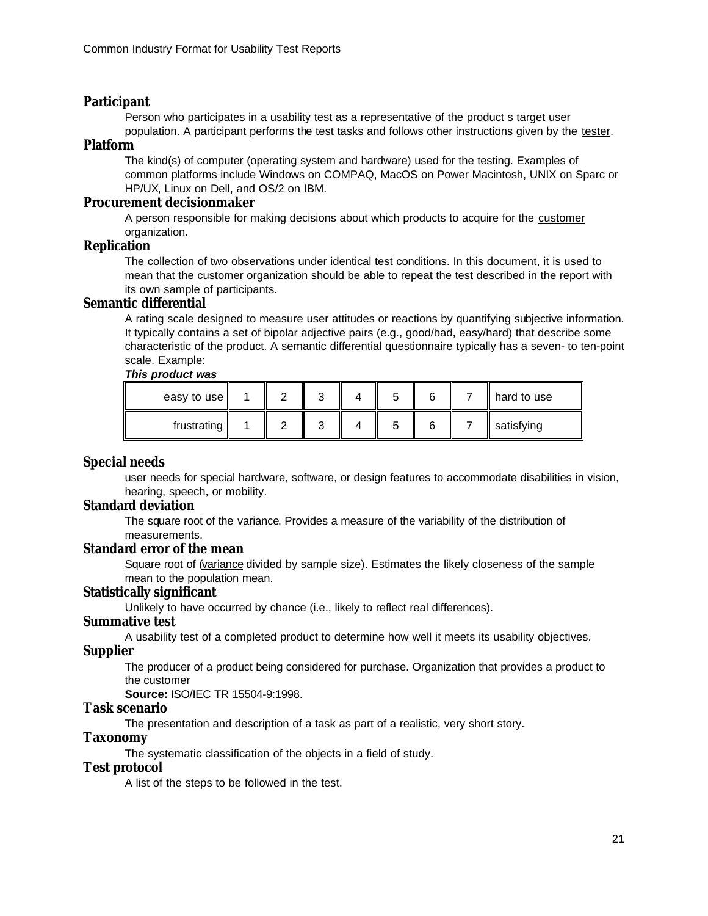**Participant**

Person who participates in a usability test as a representative of the product s target user population. A participant performs the test tasks and follows other instructions given by the tester.

**Platform**

The kind(s) of computer (operating system and hardware) used for the testing. Examples of common platforms include Windows on COMPAQ, MacOS on Power Macintosh, UNIX on Sparc or HP/UX, Linux on Dell, and OS/2 on IBM.

**Procurement decisionmaker**

A person responsible for making decisions about which products to acquire for the customer organization.

**Replication**

The collection of two observations under identical test conditions. In this document, it is used to mean that the customer organization should be able to repeat the test described in the report with its own sample of participants.

**Semantic differential**

A rating scale designed to measure user attitudes or reactions by quantifying subjective information. It typically contains a set of bipolar adjective pairs (e.g., good/bad, easy/hard) that describe some characteristic of the product. A semantic differential questionnaire typically has a seven- to ten-point scale. Example:

***This product was***

| | | | | | | | | |
|---|---|---|---|---|---|---|---|---|
| easy to use | 1 | 2 | 3 | 4 | 5 | 6 | 7 | hard to use |
| frustrating | 1 | 2 | 3 | 4 | 5 | 6 | 7 | satisfying |

**Special needs**

user needs for special hardware, software, or design features to accommodate disabilities in vision, hearing, speech, or mobility.

**Standard deviation**

The square root of the variance. Provides a measure of the variability of the distribution of measurements.

**Standard error of the mean**

Square root of (variance divided by sample size). Estimates the likely closeness of the sample mean to the population mean.

**Statistically significant**

Unlikely to have occurred by chance (i.e., likely to reflect real differences).

**Summative test**

A usability test of a completed product to determine how well it meets its usability objectives.

**Supplier**

The producer of a product being considered for purchase. Organization that provides a product to the customer

**Source:** ISO/IEC TR 15504-9:1998.

**Task scenario**

The presentation and description of a task as part of a realistic, very short story.

**Taxonomy**

The systematic classification of the objects in a field of study.

**Test protocol**

A list of the steps to be followed in the test.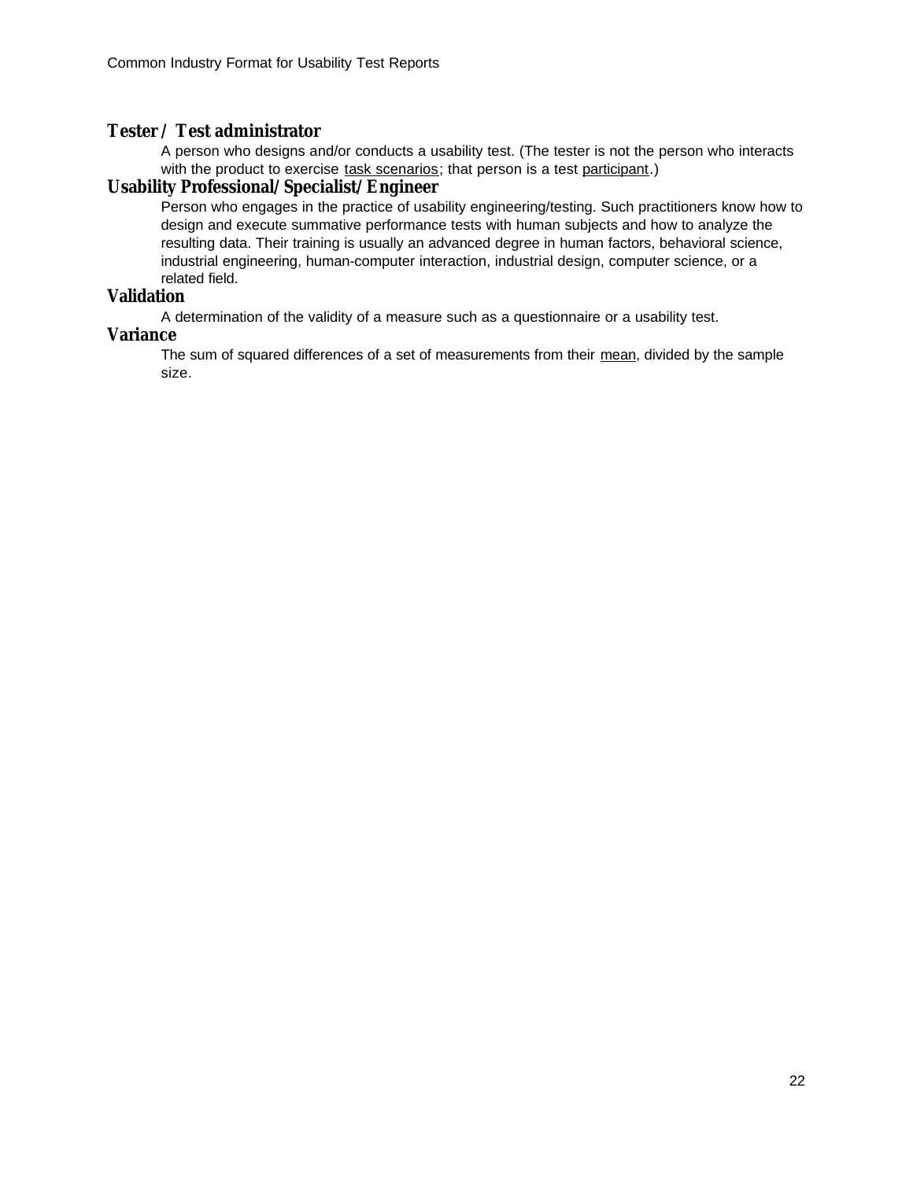**Tester / Test administrator**

A person who designs and/or conducts a usability test. (The tester is not the person who interacts with the product to exercise task scenarios; that person is a test participant.)

**Usability Professional/Specialist/Engineer**

Person who engages in the practice of usability engineering/testing. Such practitioners know how to design and execute summative performance tests with human subjects and how to analyze the resulting data. Their training is usually an advanced degree in human factors, behavioral science, industrial engineering, human-computer interaction, industrial design, computer science, or a related field.

**Validation**

A determination of the validity of a measure such as a questionnaire or a usability test.

**Variance**

The sum of squared differences of a set of measurements from their mean, divided by the sample size.